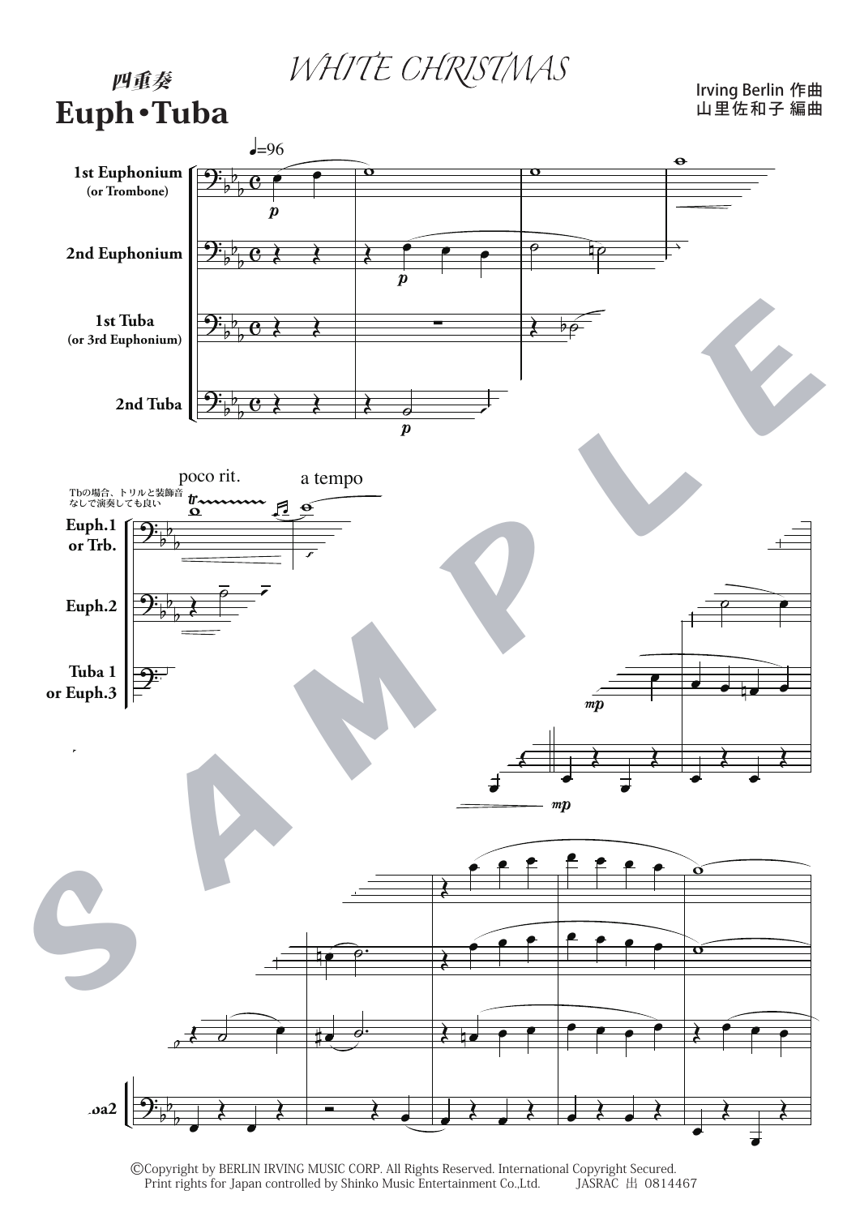四重奏

# Euph•Tuba

## WHITE CHRISTMAS

Irving Berlin 作曲
山里佐和子 編曲

♩=96

1st Euphonium (or Trombone)

2nd Euphonium

1st Tuba (or 3rd Euphonium)

2nd Tuba

poco rit. a tempo

Tbの場合、トリルと装飾音なしで演奏しても良い

Euph.1 or Trb.

Euph.2

Tuba 1 or Euph.3

Tuba2

©Copyright by BERLIN IRVING MUSIC CORP. All Rights Reserved. International Copyright Secured.
Print rights for Japan controlled by Shinko Music Entertainment Co.,Ltd. JASRAC 出 0814467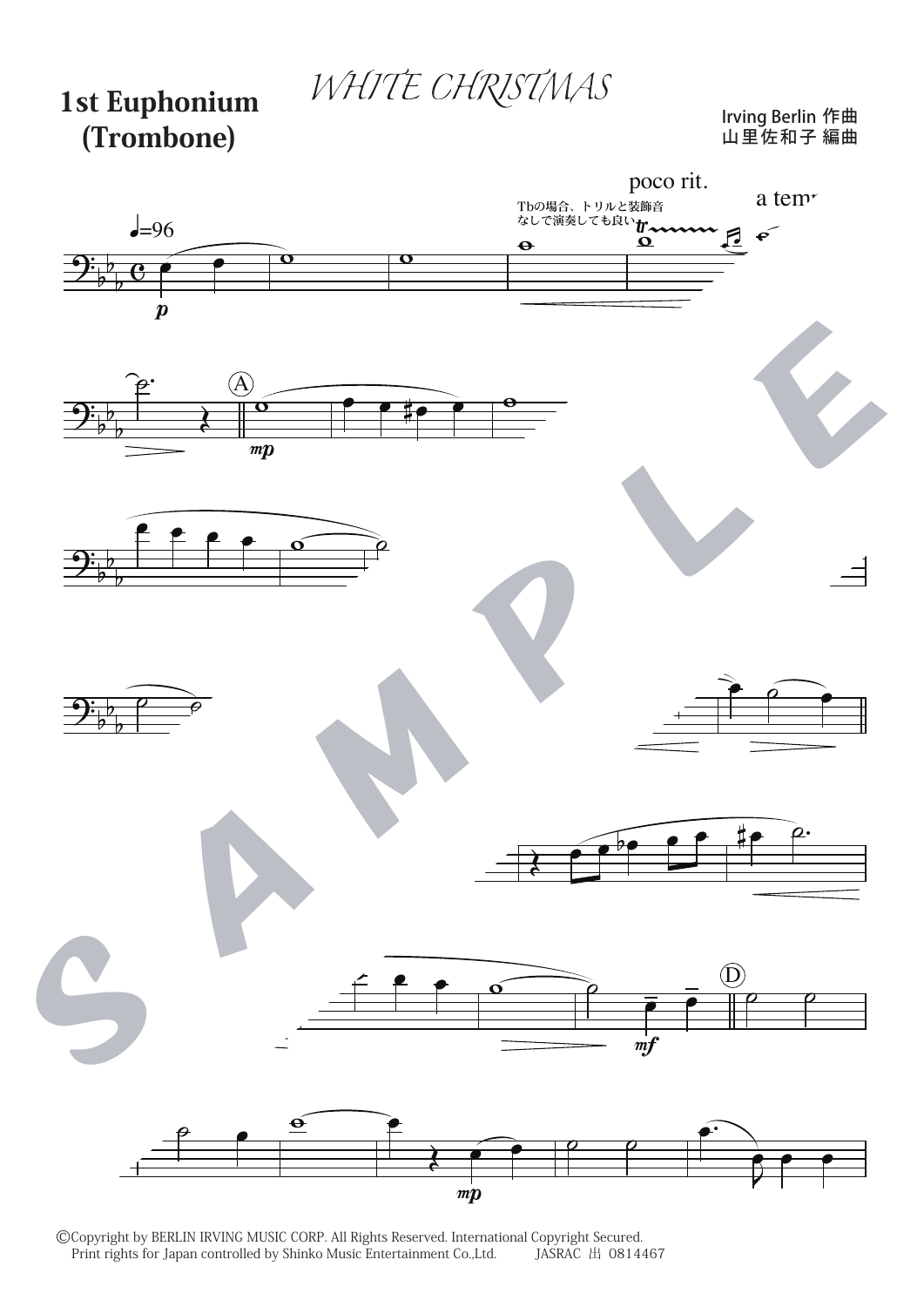# WHITE CHRISTMAS

## 1st Euphonium (Trombone)

Irving Berlin 作曲
山里佐和子 編曲

♩=96

poco rit.

a temp

Tbの場合、トリルと装飾音なしで演奏しても良い

p

mp

mf

mp

©Copyright by BERLIN IRVING MUSIC CORP. All Rights Reserved. International Copyright Secured.
Print rights for Japan controlled by Shinko Music Entertainment Co.,Ltd. JASRAC 出 0814467